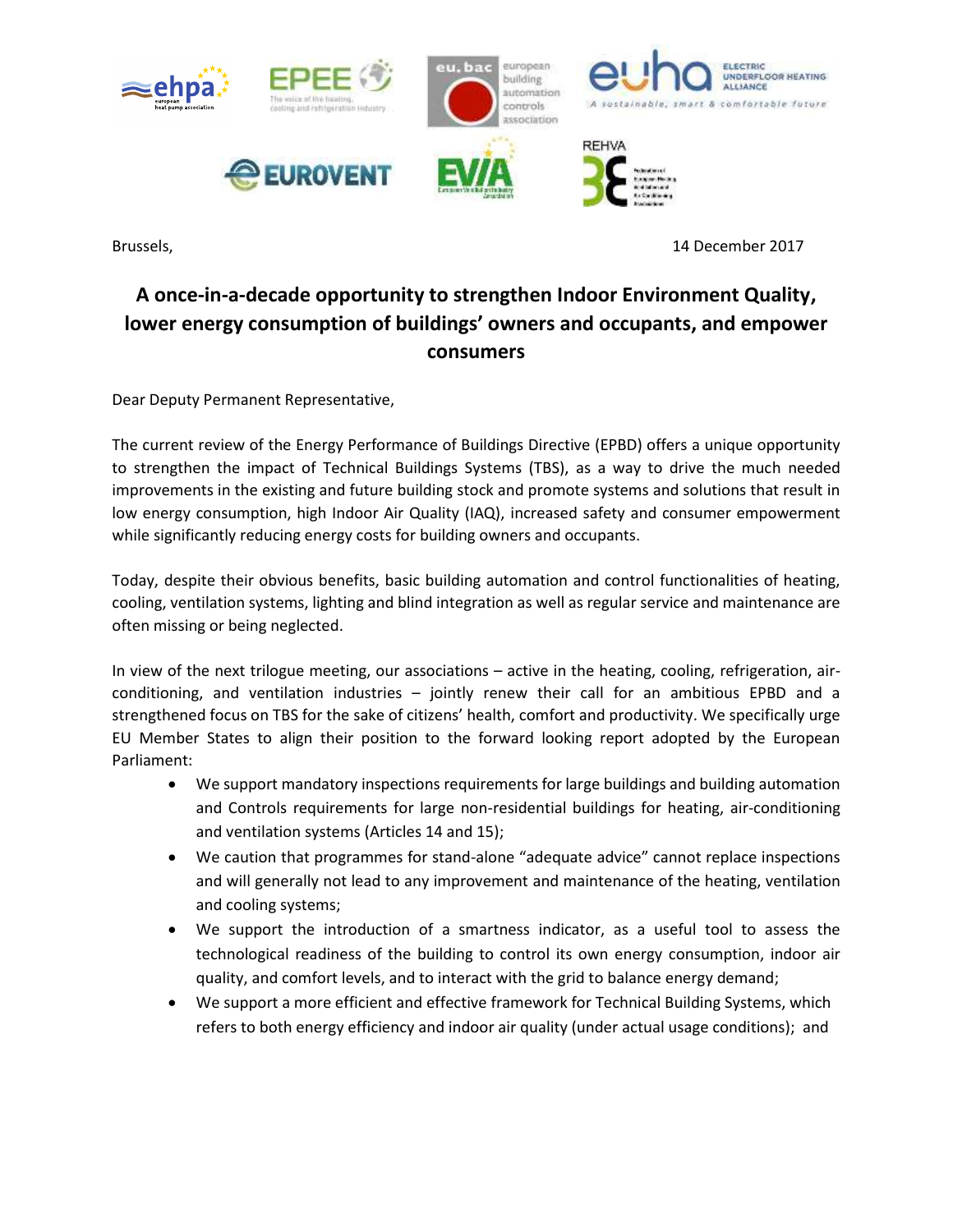Brussels, 14 December 2017

# A once-in-a-decade opportunity to strengthen Indoor Environment Quality, lower energy consumption of buildings' owners and occupants, and empower consumers

Dear Deputy Permanent Representative,

The current review of the Energy Performance of Buildings Directive (EPBD) offers a unique opportunity to strengthen the impact of Technical Buildings Systems (TBS), as a way to drive the much needed improvements in the existing and future building stock and promote systems and solutions that result in low energy consumption, high Indoor Air Quality (IAQ), increased safety and consumer empowerment while significantly reducing energy costs for building owners and occupants.

Today, despite their obvious benefits, basic building automation and control functionalities of heating, cooling, ventilation systems, lighting and blind integration as well as regular service and maintenance are often missing or being neglected.

In view of the next trilogue meeting, our associations – active in the heating, cooling, refrigeration, air-conditioning, and ventilation industries – jointly renew their call for an ambitious EPBD and a strengthened focus on TBS for the sake of citizens' health, comfort and productivity. We specifically urge EU Member States to align their position to the forward looking report adopted by the European Parliament:

- We support mandatory inspections requirements for large buildings and building automation and Controls requirements for large non-residential buildings for heating, air-conditioning and ventilation systems (Articles 14 and 15);
- We caution that programmes for stand-alone "adequate advice" cannot replace inspections and will generally not lead to any improvement and maintenance of the heating, ventilation and cooling systems;
- We support the introduction of a smartness indicator, as a useful tool to assess the technological readiness of the building to control its own energy consumption, indoor air quality, and comfort levels, and to interact with the grid to balance energy demand;
- We support a more efficient and effective framework for Technical Building Systems, which refers to both energy efficiency and indoor air quality (under actual usage conditions); and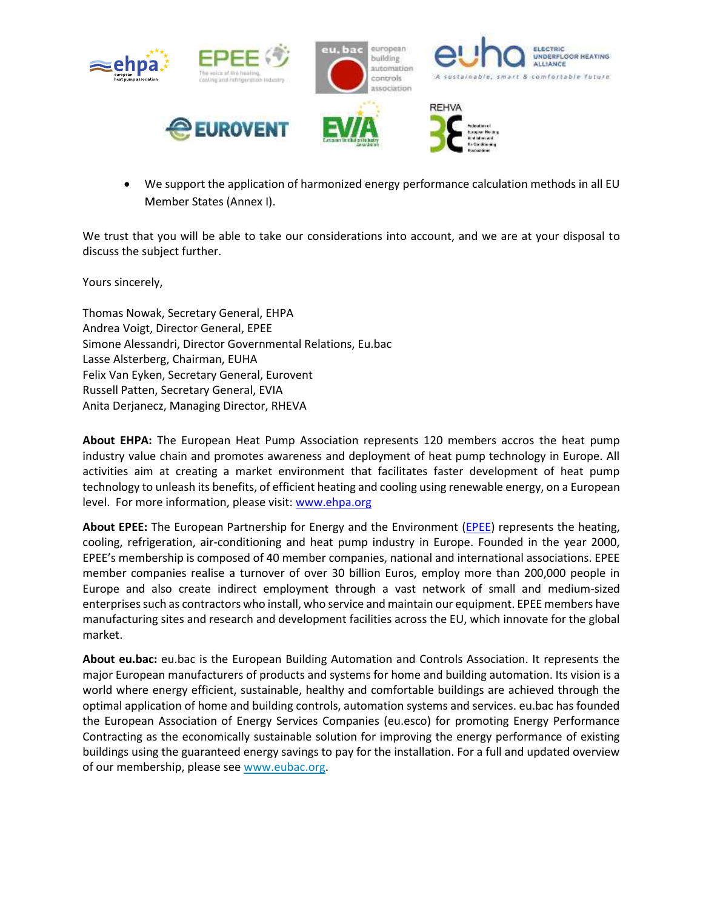- We support the application of harmonized energy performance calculation methods in all EU Member States (Annex I).

We trust that you will be able to take our considerations into account, and we are at your disposal to discuss the subject further.

Yours sincerely,

Thomas Nowak, Secretary General, EHPA
Andrea Voigt, Director General, EPEE
Simone Alessandri, Director Governmental Relations, Eu.bac
Lasse Alsterberg, Chairman, EUHA
Felix Van Eyken, Secretary General, Eurovent
Russell Patten, Secretary General, EVIA
Anita Derjanecz, Managing Director, RHEVA

**About EHPA:** The European Heat Pump Association represents 120 members accros the heat pump industry value chain and promotes awareness and deployment of heat pump technology in Europe. All activities aim at creating a market environment that facilitates faster development of heat pump technology to unleash its benefits, of efficient heating and cooling using renewable energy, on a European level. For more information, please visit: [www.ehpa.org](www.ehpa.org)

**About EPEE:** The European Partnership for Energy and the Environment ([EPEE](EPEE)) represents the heating, cooling, refrigeration, air-conditioning and heat pump industry in Europe. Founded in the year 2000, EPEE's membership is composed of 40 member companies, national and international associations. EPEE member companies realise a turnover of over 30 billion Euros, employ more than 200,000 people in Europe and also create indirect employment through a vast network of small and medium-sized enterprises such as contractors who install, who service and maintain our equipment. EPEE members have manufacturing sites and research and development facilities across the EU, which innovate for the global market.

**About eu.bac:** eu.bac is the European Building Automation and Controls Association. It represents the major European manufacturers of products and systems for home and building automation. Its vision is a world where energy efficient, sustainable, healthy and comfortable buildings are achieved through the optimal application of home and building controls, automation systems and services. eu.bac has founded the European Association of Energy Services Companies (eu.esco) for promoting Energy Performance Contracting as the economically sustainable solution for improving the energy performance of existing buildings using the guaranteed energy savings to pay for the installation. For a full and updated overview of our membership, please see [www.eubac.org](www.eubac.org).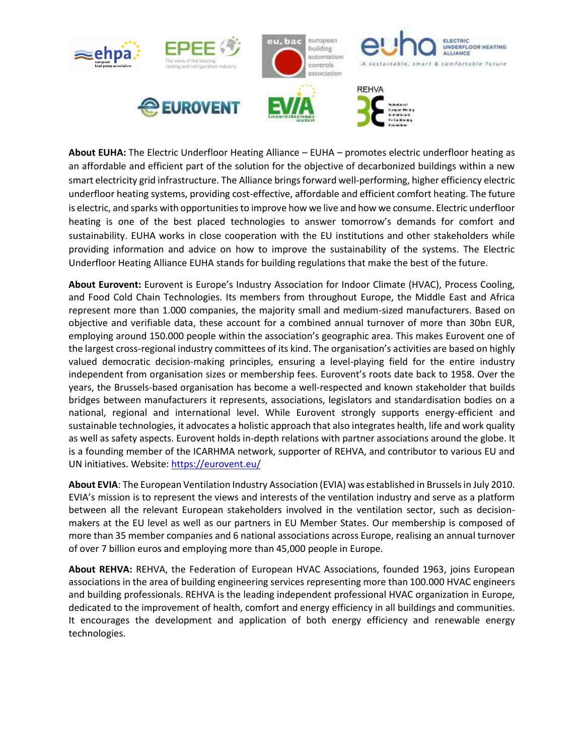**About EUHA:** The Electric Underfloor Heating Alliance – EUHA – promotes electric underfloor heating as an affordable and efficient part of the solution for the objective of decarbonized buildings within a new smart electricity grid infrastructure. The Alliance brings forward well-performing, higher efficiency electric underfloor heating systems, providing cost-effective, affordable and efficient comfort heating. The future is electric, and sparks with opportunities to improve how we live and how we consume. Electric underfloor heating is one of the best placed technologies to answer tomorrow's demands for comfort and sustainability. EUHA works in close cooperation with the EU institutions and other stakeholders while providing information and advice on how to improve the sustainability of the systems. The Electric Underfloor Heating Alliance EUHA stands for building regulations that make the best of the future.

**About Eurovent:** Eurovent is Europe's Industry Association for Indoor Climate (HVAC), Process Cooling, and Food Cold Chain Technologies. Its members from throughout Europe, the Middle East and Africa represent more than 1.000 companies, the majority small and medium-sized manufacturers. Based on objective and verifiable data, these account for a combined annual turnover of more than 30bn EUR, employing around 150.000 people within the association's geographic area. This makes Eurovent one of the largest cross-regional industry committees of its kind. The organisation's activities are based on highly valued democratic decision-making principles, ensuring a level-playing field for the entire industry independent from organisation sizes or membership fees. Eurovent's roots date back to 1958. Over the years, the Brussels-based organisation has become a well-respected and known stakeholder that builds bridges between manufacturers it represents, associations, legislators and standardisation bodies on a national, regional and international level. While Eurovent strongly supports energy-efficient and sustainable technologies, it advocates a holistic approach that also integrates health, life and work quality as well as safety aspects. Eurovent holds in-depth relations with partner associations around the globe. It is a founding member of the ICARHMA network, supporter of REHVA, and contributor to various EU and UN initiatives. Website: https://eurovent.eu/

**About EVIA**: The European Ventilation Industry Association (EVIA) was established in Brussels in July 2010. EVIA's mission is to represent the views and interests of the ventilation industry and serve as a platform between all the relevant European stakeholders involved in the ventilation sector, such as decision-makers at the EU level as well as our partners in EU Member States. Our membership is composed of more than 35 member companies and 6 national associations across Europe, realising an annual turnover of over 7 billion euros and employing more than 45,000 people in Europe.

**About REHVA:** REHVA, the Federation of European HVAC Associations, founded 1963, joins European associations in the area of building engineering services representing more than 100.000 HVAC engineers and building professionals. REHVA is the leading independent professional HVAC organization in Europe, dedicated to the improvement of health, comfort and energy efficiency in all buildings and communities. It encourages the development and application of both energy efficiency and renewable energy technologies.